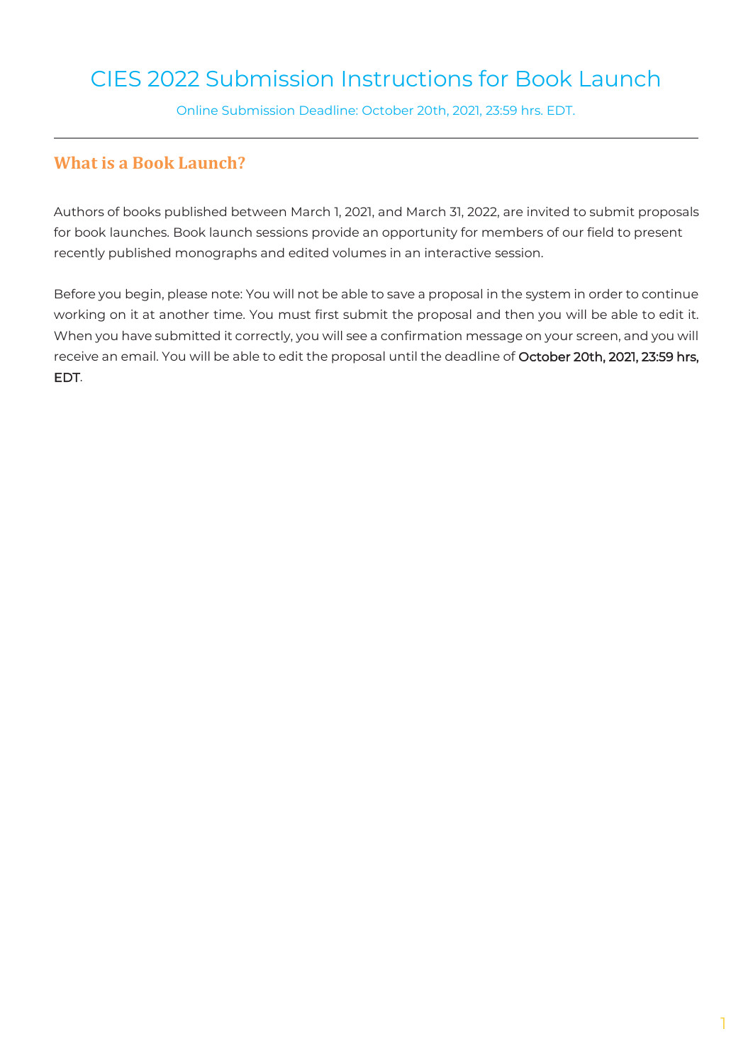# CIES 2022 Submission Instructions for Book Launch

Online Submission Deadline: October 20th, 2021, 23:59 hrs. EDT.

---

## What is a Book Launch?

Authors of books published between March 1, 2021, and March 31, 2022, are invited to submit proposals for book launches. Book launch sessions provide an opportunity for members of our field to present recently published monographs and edited volumes in an interactive session.

Before you begin, please note: You will not be able to save a proposal in the system in order to continue working on it at another time. You must first submit the proposal and then you will be able to edit it. When you have submitted it correctly, you will see a confirmation message on your screen, and you will receive an email. You will be able to edit the proposal until the deadline of **October 20th, 2021, 23:59 hrs, EDT**.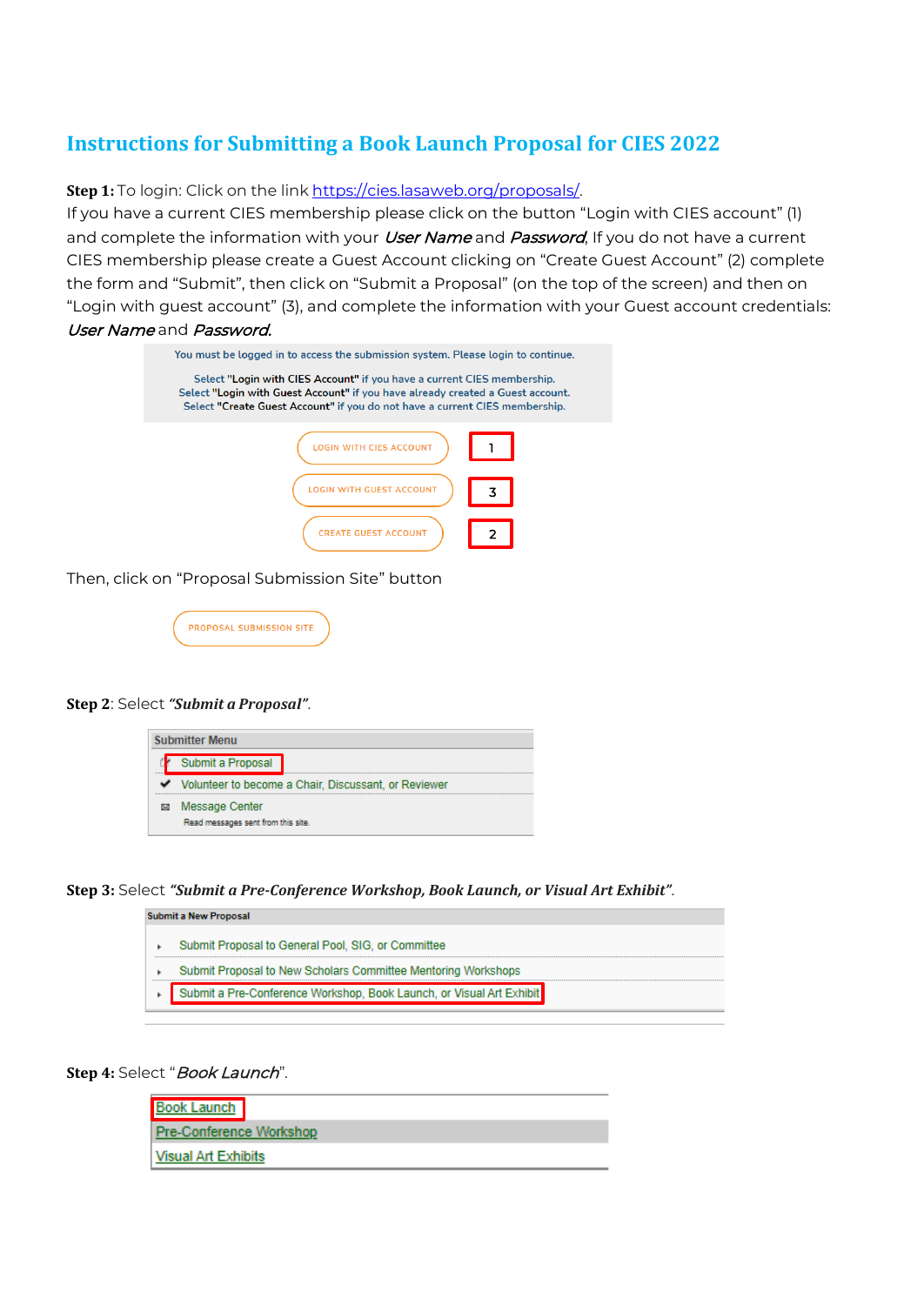# Instructions for Submitting a Book Launch Proposal for CIES 2022

**Step 1:** To login: Click on the link https://cies.lasaweb.org/proposals/.
If you have a current CIES membership please click on the button "Login with CIES account" (1) and complete the information with your *User Name* and *Password*. If you do not have a current CIES membership please create a Guest Account clicking on "Create Guest Account" (2) complete the form and "Submit", then click on "Submit a Proposal" (on the top of the screen) and then on "Login with guest account" (3), and complete the information with your Guest account credentials: *User Name* and *Password.*

You must be logged in to access the submission system. Please login to continue.

Select "**Login with CIES Account**" if you have a current CIES membership.
Select "**Login with Guest Account**" if you have already created a Guest account.
Select "**Create Guest Account**" if you do not have a current CIES membership.

LOGIN WITH CIES ACCOUNT — 1

LOGIN WITH GUEST ACCOUNT — 3

CREATE GUEST ACCOUNT — 2

Then, click on "Proposal Submission Site" button

PROPOSAL SUBMISSION SITE

**Step 2**: Select ***"Submit a Proposal"***.

**Submitter Menu**

- Submit a Proposal
- Volunteer to become a Chair, Discussant, or Reviewer
- Message Center
  Read messages sent from this site.

**Step 3:** Select ***"Submit a Pre-Conference Workshop, Book Launch, or Visual Art Exhibit"***.

**Submit a New Proposal**

- Submit Proposal to General Pool, SIG, or Committee
- Submit Proposal to New Scholars Committee Mentoring Workshops
- Submit a Pre-Conference Workshop, Book Launch, or Visual Art Exhibit

**Step 4:** Select "*Book Launch*".

- Book Launch
- Pre-Conference Workshop
- Visual Art Exhibits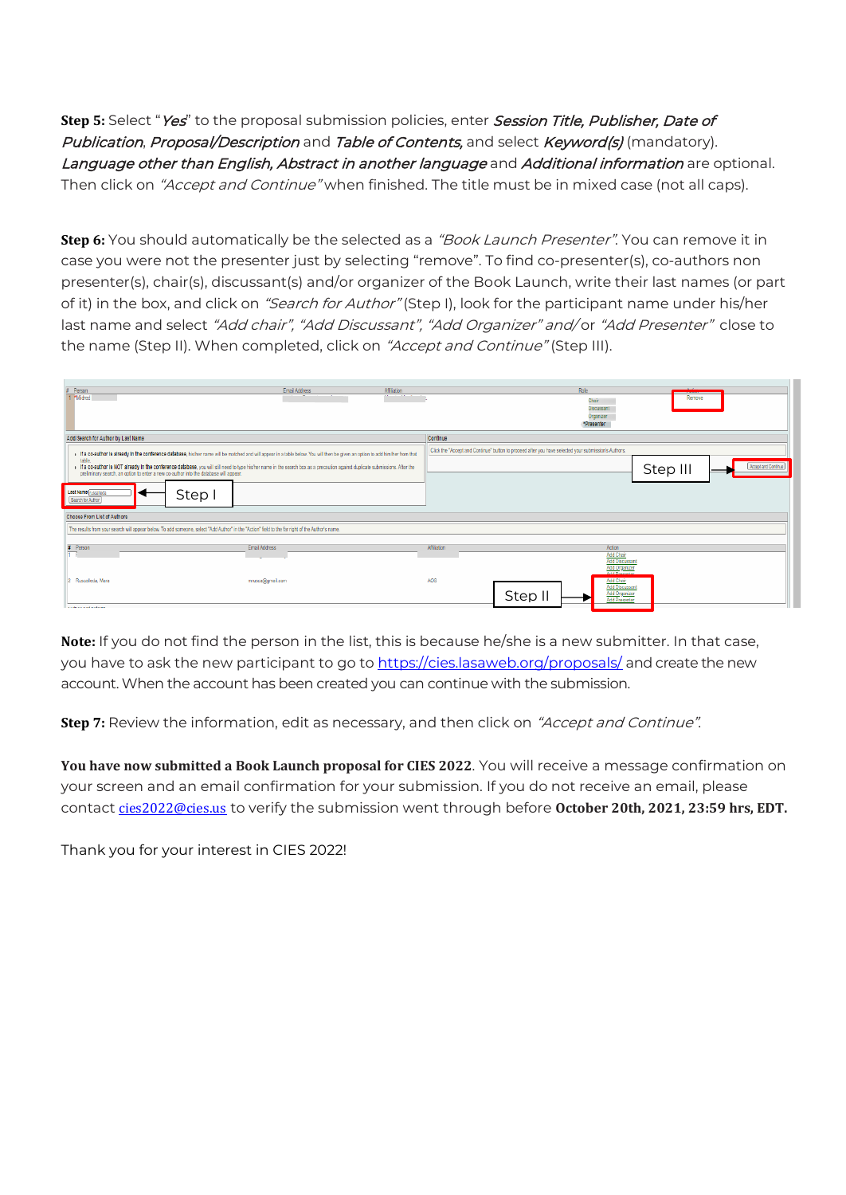**Step 5:** Select "*Yes*" to the proposal submission policies, enter ***Session Title, Publisher, Date of Publication***, ***Proposal/Description*** and ***Table of Contents***, and select ***Keyword(s)*** (mandatory). ***Language other than English, Abstract in another language*** and ***Additional information*** are optional. Then click on *"Accept and Continue"* when finished. The title must be in mixed case (not all caps).

**Step 6:** You should automatically be the selected as a *"Book Launch Presenter"*. You can remove it in case you were not the presenter just by selecting "remove". To find co-presenter(s), co-authors non presenter(s), chair(s), discussant(s) and/or organizer of the Book Launch, write their last names (or part of it) in the box, and click on *"Search for Author"* (Step I), look for the participant name under his/her last name and select *"Add chair", "Add Discussant", "Add Organizer" and/* or *"Add Presenter"* close to the name (Step II). When completed, click on *"Accept and Continue"* (Step III).

Step I

Step II

Step III

**Note:** If you do not find the person in the list, this is because he/she is a new submitter. In that case, you have to ask the new participant to go to https://cies.lasaweb.org/proposals/ and create the new account. When the account has been created you can continue with the submission.

**Step 7:** Review the information, edit as necessary, and then click on *"Accept and Continue"*.

**You have now submitted a Book Launch proposal for CIES 2022**. You will receive a message confirmation on your screen and an email confirmation for your submission. If you do not receive an email, please contact cies2022@cies.us to verify the submission went through before **October 20th, 2021, 23:59 hrs, EDT.**

Thank you for your interest in CIES 2022!